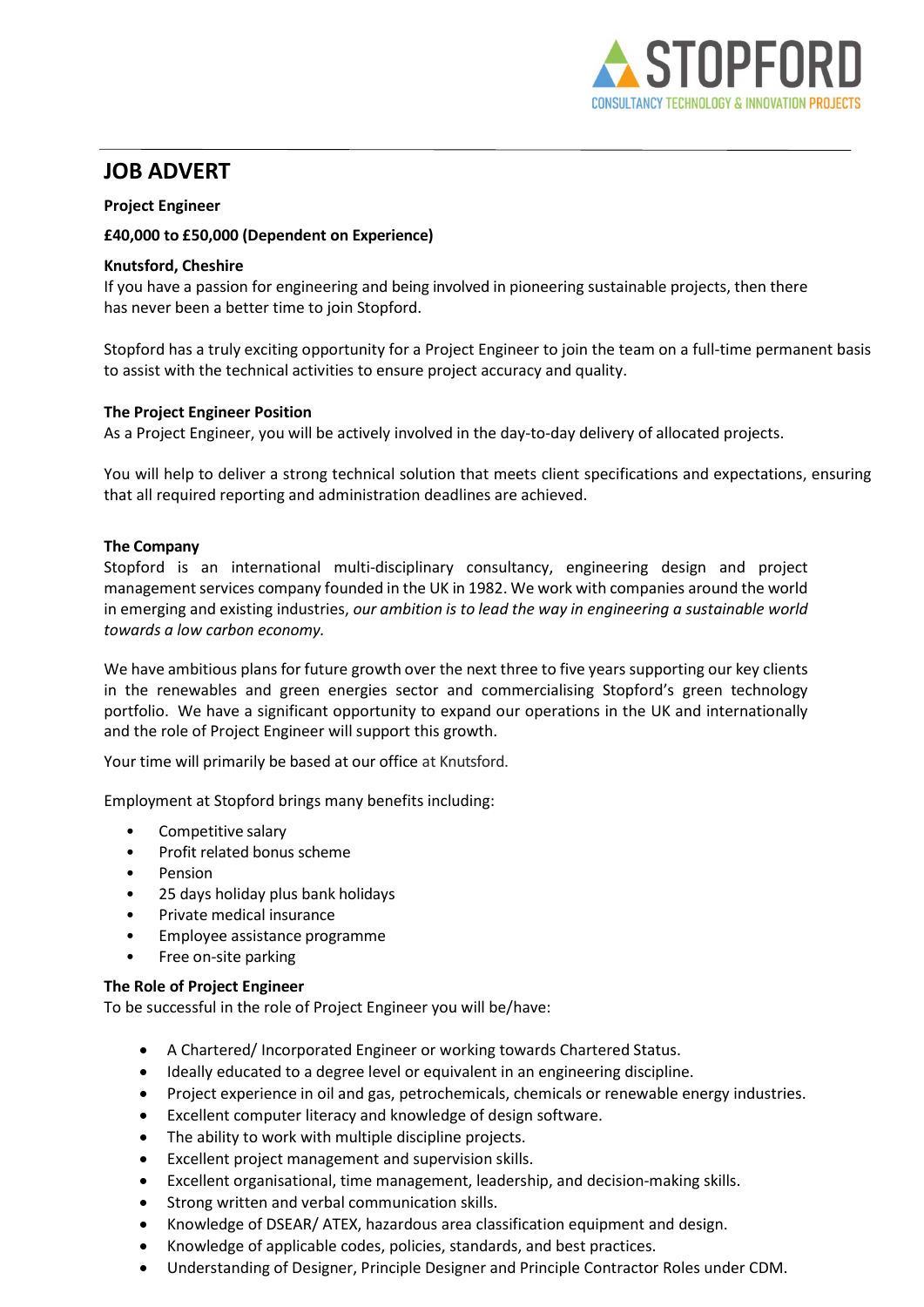STOPFORD

CONSULTANCY TECHNOLOGY & INNOVATION PROJECTS

# JOB ADVERT

**Project Engineer**

**£40,000 to £50,000 (Dependent on Experience)**

**Knutsford, Cheshire**

If you have a passion for engineering and being involved in pioneering sustainable projects, then there has never been a better time to join Stopford.

Stopford has a truly exciting opportunity for a Project Engineer to join the team on a full-time permanent basis to assist with the technical activities to ensure project accuracy and quality.

**The Project Engineer Position**

As a Project Engineer, you will be actively involved in the day-to-day delivery of allocated projects.

You will help to deliver a strong technical solution that meets client specifications and expectations, ensuring that all required reporting and administration deadlines are achieved.

**The Company**

Stopford is an international multi-disciplinary consultancy, engineering design and project management services company founded in the UK in 1982. We work with companies around the world in emerging and existing industries, *our ambition is to lead the way in engineering a sustainable world towards a low carbon economy.*

We have ambitious plans for future growth over the next three to five years supporting our key clients in the renewables and green energies sector and commercialising Stopford's green technology portfolio. We have a significant opportunity to expand our operations in the UK and internationally and the role of Project Engineer will support this growth.

Your time will primarily be based at our office at Knutsford.

Employment at Stopford brings many benefits including:

- Competitive salary
- Profit related bonus scheme
- Pension
- 25 days holiday plus bank holidays
- Private medical insurance
- Employee assistance programme
- Free on-site parking

**The Role of Project Engineer**

To be successful in the role of Project Engineer you will be/have:

- A Chartered/ Incorporated Engineer or working towards Chartered Status.
- Ideally educated to a degree level or equivalent in an engineering discipline.
- Project experience in oil and gas, petrochemicals, chemicals or renewable energy industries.
- Excellent computer literacy and knowledge of design software.
- The ability to work with multiple discipline projects.
- Excellent project management and supervision skills.
- Excellent organisational, time management, leadership, and decision-making skills.
- Strong written and verbal communication skills.
- Knowledge of DSEAR/ ATEX, hazardous area classification equipment and design.
- Knowledge of applicable codes, policies, standards, and best practices.
- Understanding of Designer, Principle Designer and Principle Contractor Roles under CDM.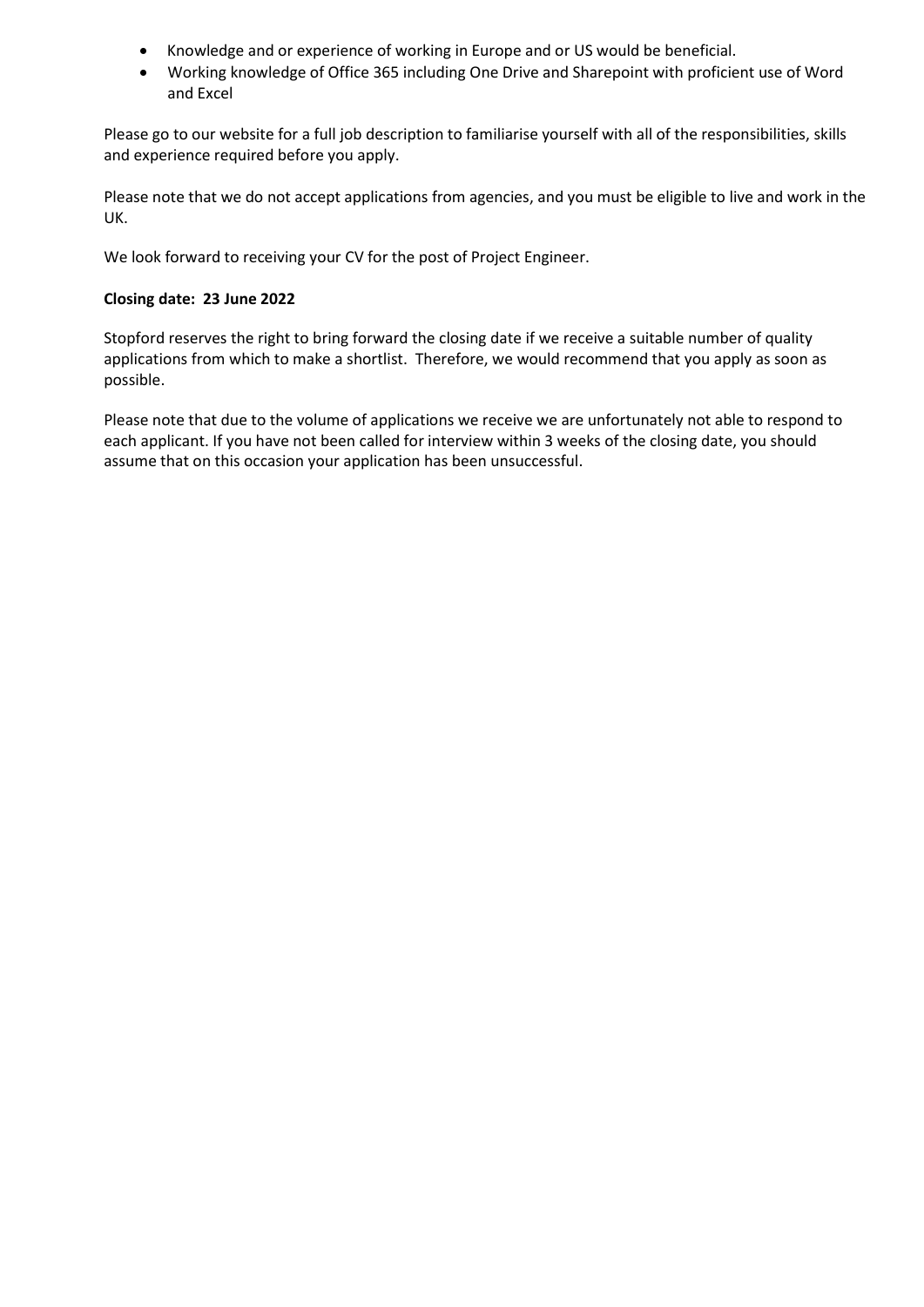- Knowledge and or experience of working in Europe and or US would be beneficial.
- Working knowledge of Office 365 including One Drive and Sharepoint with proficient use of Word and Excel

Please go to our website for a full job description to familiarise yourself with all of the responsibilities, skills and experience required before you apply.

Please note that we do not accept applications from agencies, and you must be eligible to live and work in the UK.

We look forward to receiving your CV for the post of Project Engineer.

**Closing date: 23 June 2022**

Stopford reserves the right to bring forward the closing date if we receive a suitable number of quality applications from which to make a shortlist. Therefore, we would recommend that you apply as soon as possible.

Please note that due to the volume of applications we receive we are unfortunately not able to respond to each applicant. If you have not been called for interview within 3 weeks of the closing date, you should assume that on this occasion your application has been unsuccessful.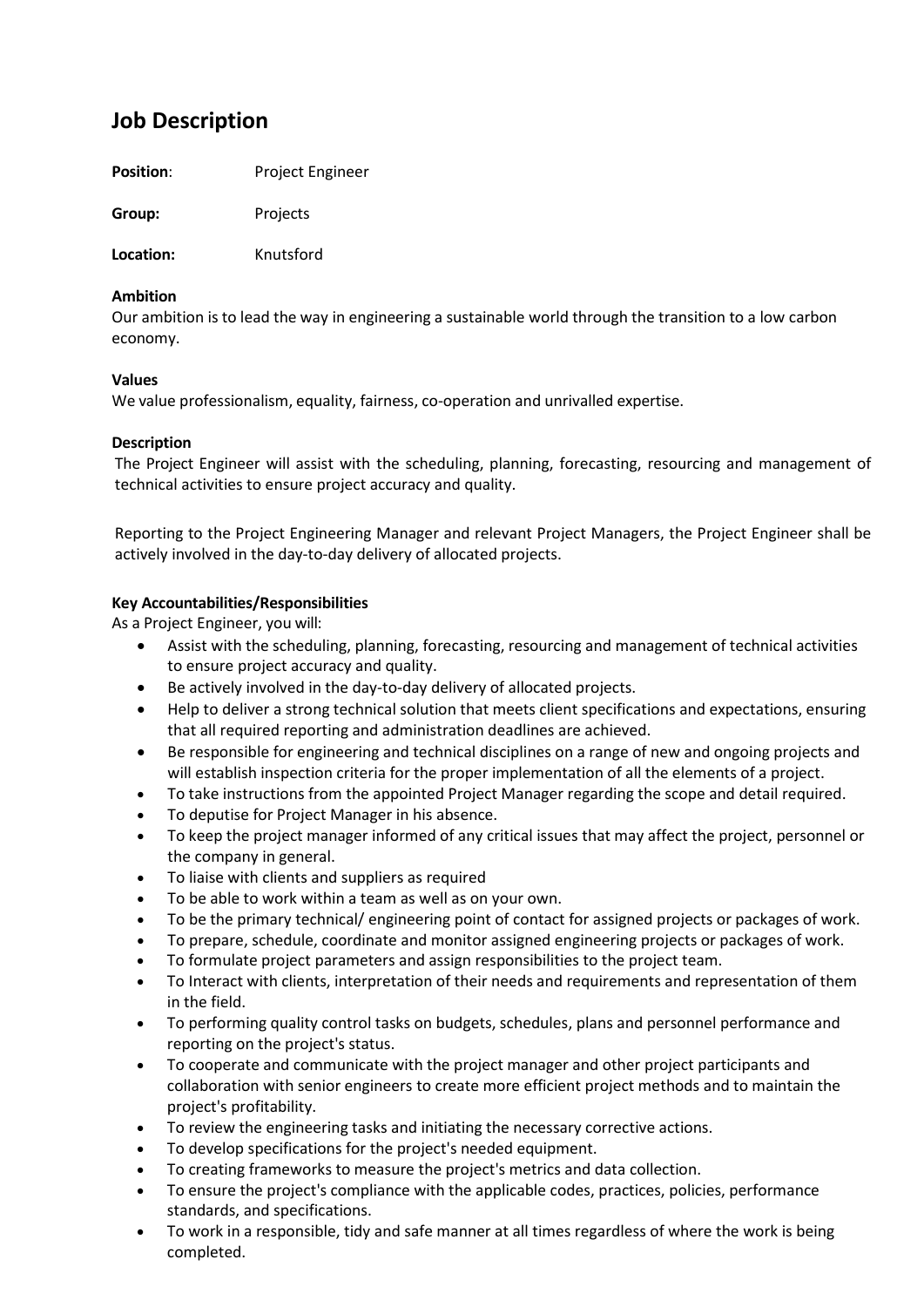## Job Description

**Position**: Project Engineer

**Group:** Projects

**Location:** Knutsford

**Ambition**

Our ambition is to lead the way in engineering a sustainable world through the transition to a low carbon economy.

**Values**

We value professionalism, equality, fairness, co-operation and unrivalled expertise.

**Description**

The Project Engineer will assist with the scheduling, planning, forecasting, resourcing and management of technical activities to ensure project accuracy and quality.

Reporting to the Project Engineering Manager and relevant Project Managers, the Project Engineer shall be actively involved in the day-to-day delivery of allocated projects.

**Key Accountabilities/Responsibilities**

As a Project Engineer, you will:

- Assist with the scheduling, planning, forecasting, resourcing and management of technical activities to ensure project accuracy and quality.
- Be actively involved in the day-to-day delivery of allocated projects.
- Help to deliver a strong technical solution that meets client specifications and expectations, ensuring that all required reporting and administration deadlines are achieved.
- Be responsible for engineering and technical disciplines on a range of new and ongoing projects and will establish inspection criteria for the proper implementation of all the elements of a project.
- To take instructions from the appointed Project Manager regarding the scope and detail required.
- To deputise for Project Manager in his absence.
- To keep the project manager informed of any critical issues that may affect the project, personnel or the company in general.
- To liaise with clients and suppliers as required
- To be able to work within a team as well as on your own.
- To be the primary technical/ engineering point of contact for assigned projects or packages of work.
- To prepare, schedule, coordinate and monitor assigned engineering projects or packages of work.
- To formulate project parameters and assign responsibilities to the project team.
- To Interact with clients, interpretation of their needs and requirements and representation of them in the field.
- To performing quality control tasks on budgets, schedules, plans and personnel performance and reporting on the project's status.
- To cooperate and communicate with the project manager and other project participants and collaboration with senior engineers to create more efficient project methods and to maintain the project's profitability.
- To review the engineering tasks and initiating the necessary corrective actions.
- To develop specifications for the project's needed equipment.
- To creating frameworks to measure the project's metrics and data collection.
- To ensure the project's compliance with the applicable codes, practices, policies, performance standards, and specifications.
- To work in a responsible, tidy and safe manner at all times regardless of where the work is being completed.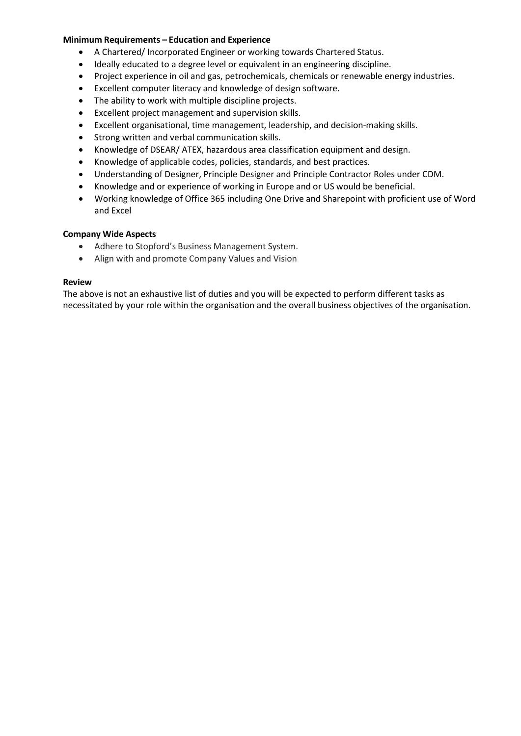**Minimum Requirements – Education and Experience**

- A Chartered/ Incorporated Engineer or working towards Chartered Status.
- Ideally educated to a degree level or equivalent in an engineering discipline.
- Project experience in oil and gas, petrochemicals, chemicals or renewable energy industries.
- Excellent computer literacy and knowledge of design software.
- The ability to work with multiple discipline projects.
- Excellent project management and supervision skills.
- Excellent organisational, time management, leadership, and decision-making skills.
- Strong written and verbal communication skills.
- Knowledge of DSEAR/ ATEX, hazardous area classification equipment and design.
- Knowledge of applicable codes, policies, standards, and best practices.
- Understanding of Designer, Principle Designer and Principle Contractor Roles under CDM.
- Knowledge and or experience of working in Europe and or US would be beneficial.
- Working knowledge of Office 365 including One Drive and Sharepoint with proficient use of Word and Excel

**Company Wide Aspects**

- Adhere to Stopford's Business Management System.
- Align with and promote Company Values and Vision

**Review**

The above is not an exhaustive list of duties and you will be expected to perform different tasks as necessitated by your role within the organisation and the overall business objectives of the organisation.